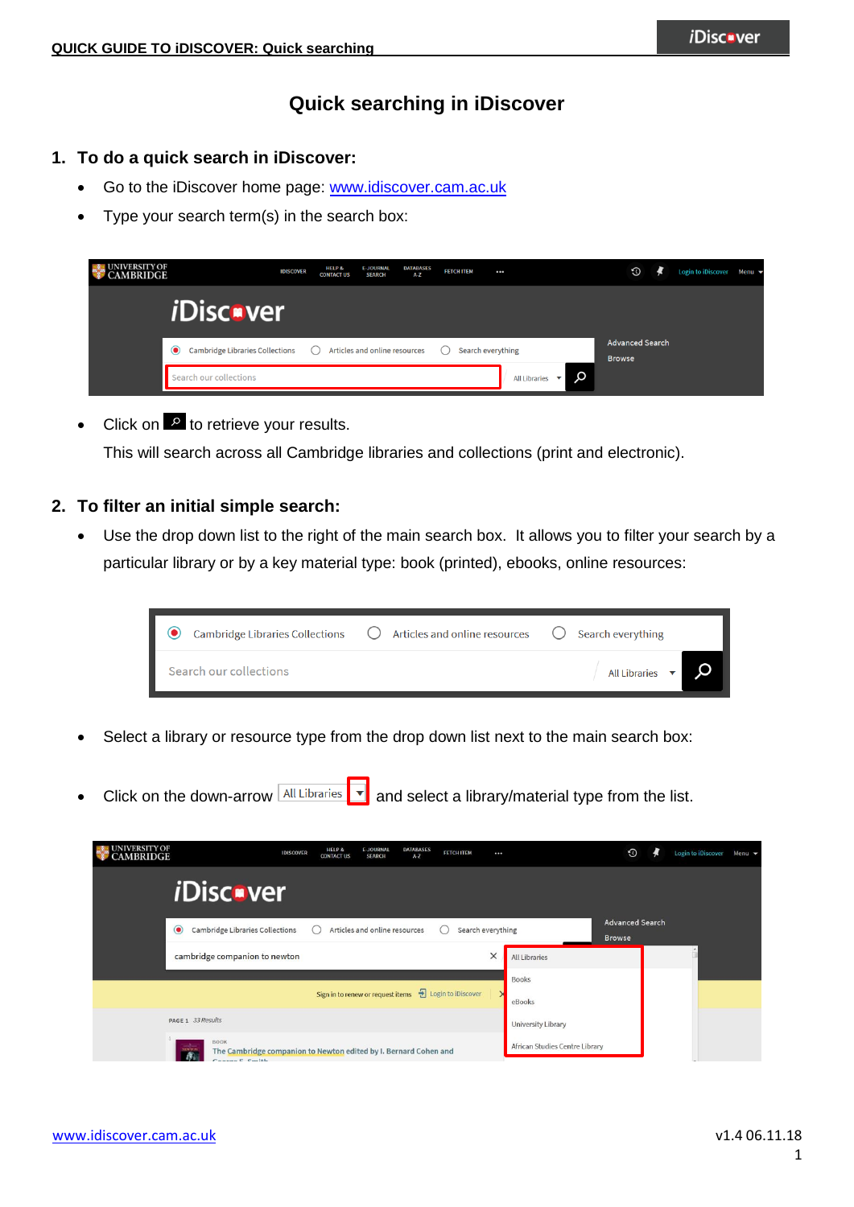# Quick searching in iDiscover

## 1. To do a quick search in iDiscover:

- Go to the iDiscover home page: [www.idiscover.cam.ac.uk](http://www.idiscover.cam.ac.uk)
- Type your search term(s) in the search box:

- Click on [search icon] to retrieve your results.

  This will search across all Cambridge libraries and collections (print and electronic).

## 2. To filter an initial simple search:

- Use the drop down list to the right of the main search box. It allows you to filter your search by a particular library or by a key material type: book (printed), ebooks, online resources:

- Select a library or resource type from the drop down list next to the main search box:

- Click on the down-arrow All Libraries [▼] and select a library/material type from the list.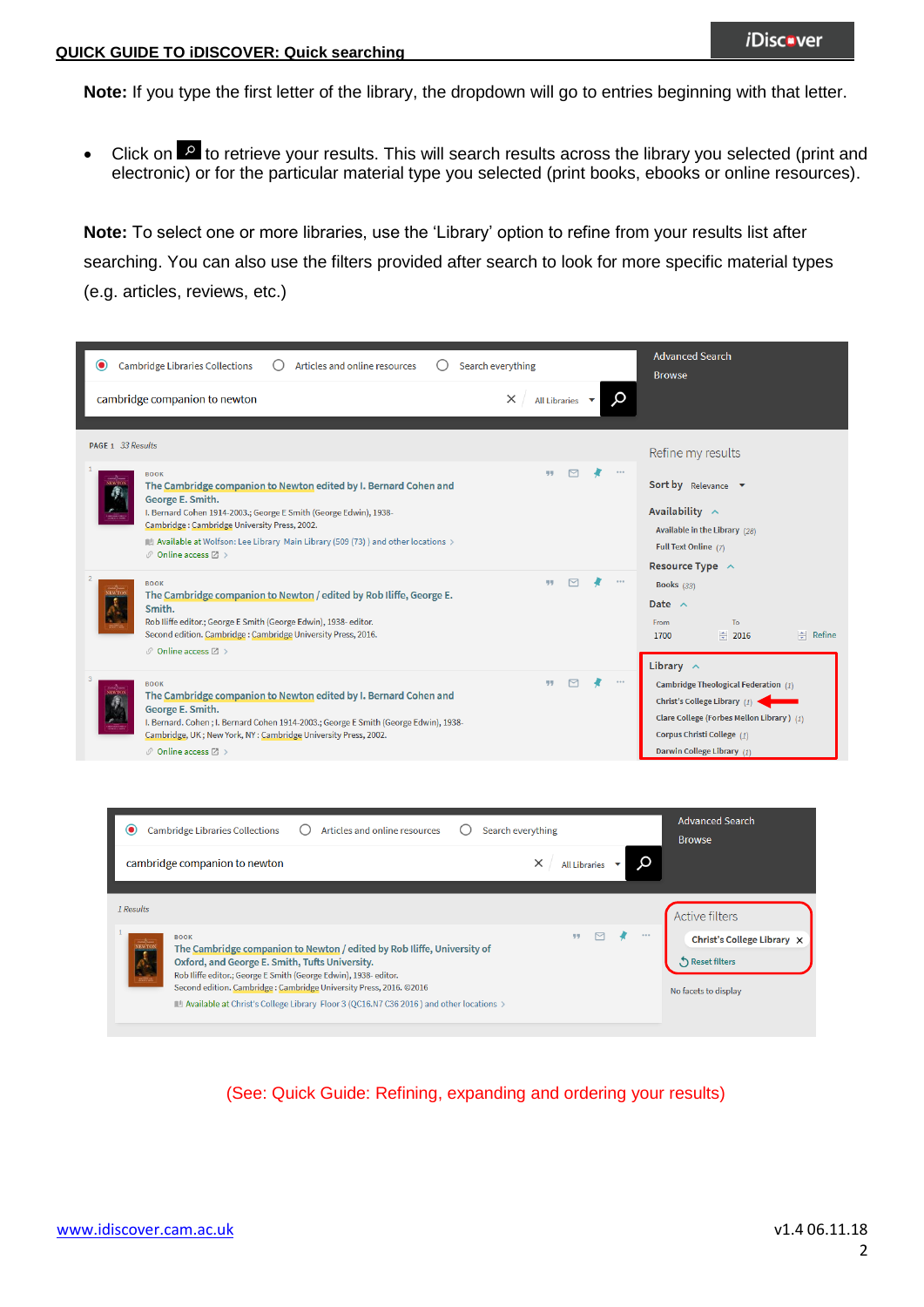**Note:** If you type the first letter of the library, the dropdown will go to entries beginning with that letter.

- Click on 🔍 to retrieve your results. This will search results across the library you selected (print and electronic) or for the particular material type you selected (print books, ebooks or online resources).

**Note:** To select one or more libraries, use the 'Library' option to refine from your results list after searching. You can also use the filters provided after search to look for more specific material types (e.g. articles, reviews, etc.)

(See: Quick Guide: Refining, expanding and ordering your results)

[www.idiscover.cam.ac.uk](http://www.idiscover.cam.ac.uk)

v1.4 06.11.18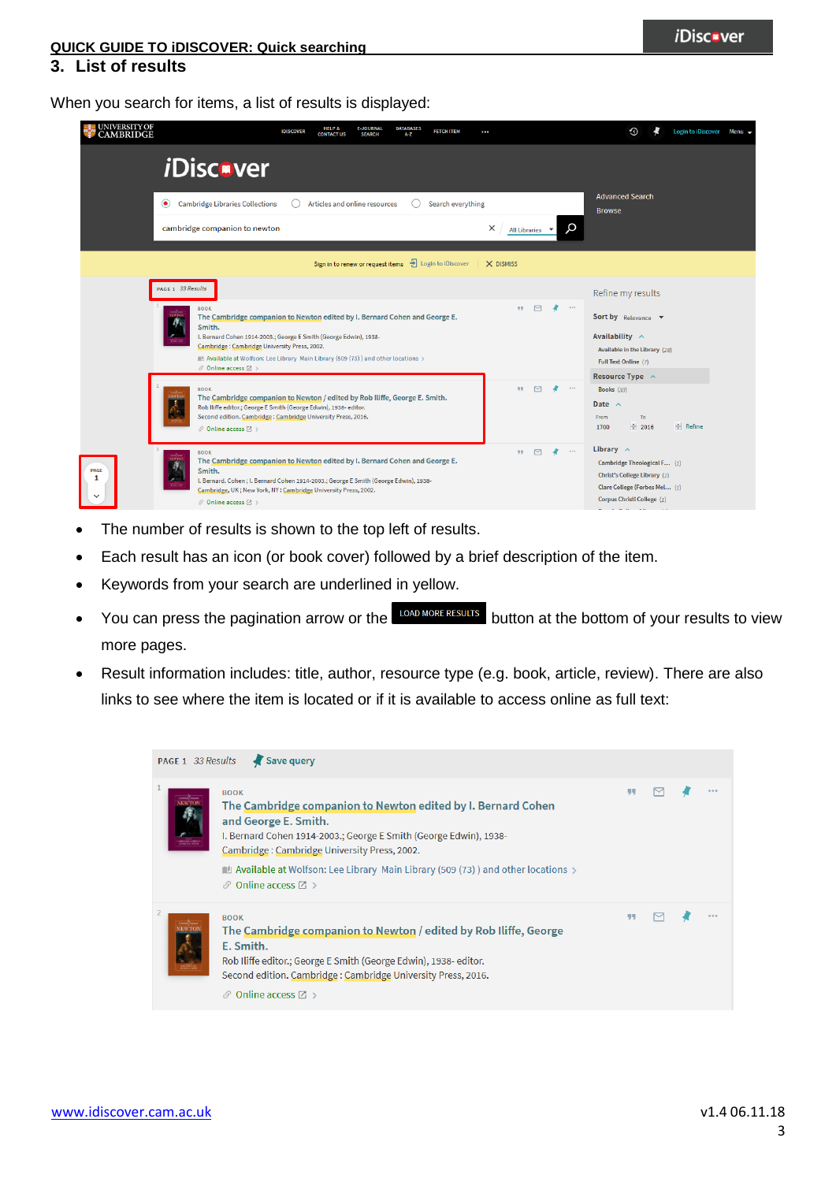## 3. List of results

When you search for items, a list of results is displayed:

- The number of results is shown to the top left of results.
- Each result has an icon (or book cover) followed by a brief description of the item.
- Keywords from your search are underlined in yellow.
- You can press the pagination arrow or the LOAD MORE RESULTS button at the bottom of your results to view more pages.
- Result information includes: title, author, resource type (e.g. book, article, review). There are also links to see where the item is located or if it is available to access online as full text: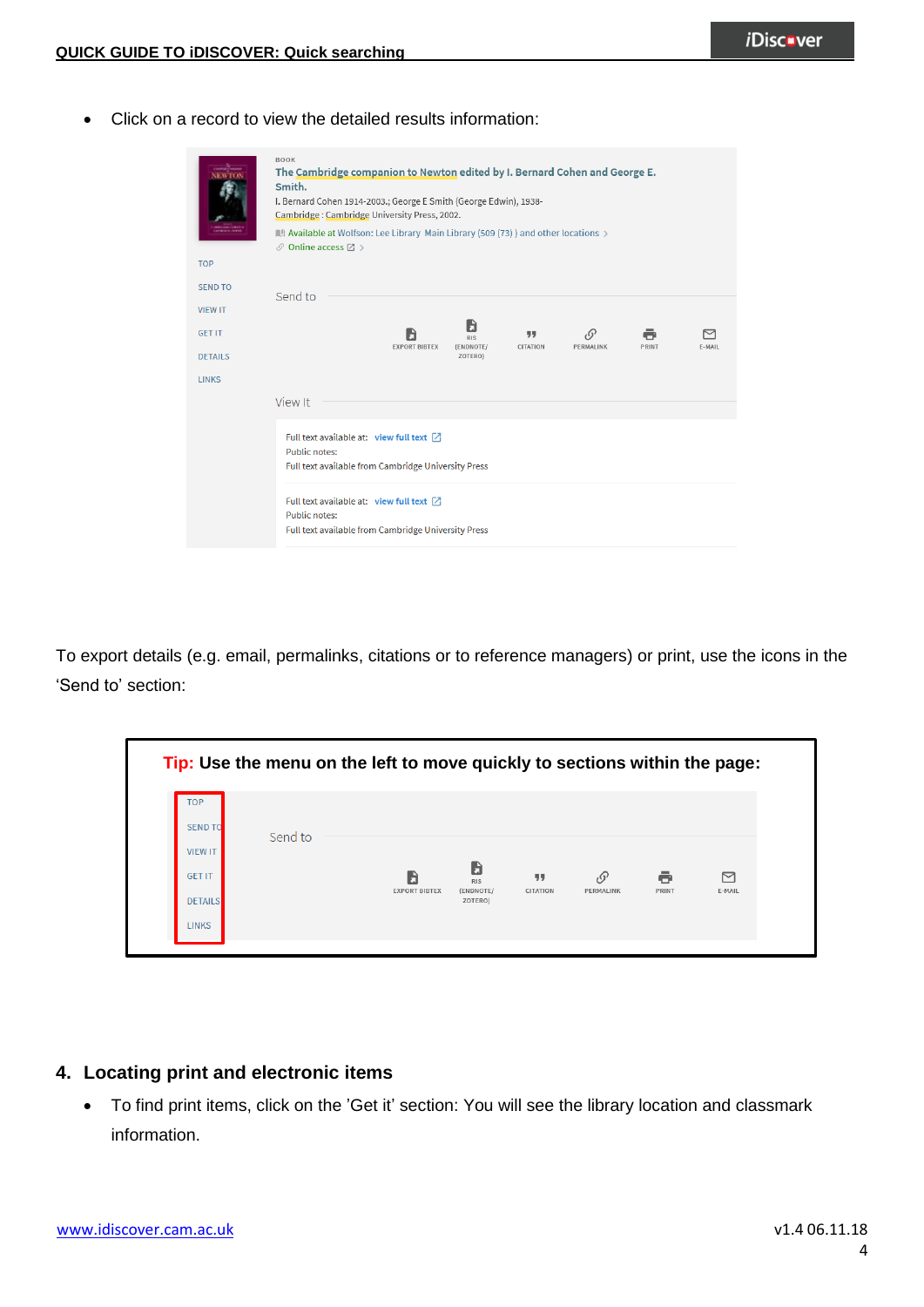- Click on a record to view the detailed results information:

To export details (e.g. email, permalinks, citations or to reference managers) or print, use the icons in the 'Send to' section:

**Tip: Use the menu on the left to move quickly to sections within the page:**

## 4. Locating print and electronic items

- To find print items, click on the 'Get it' section: You will see the library location and classmark information.

www.idiscover.cam.ac.uk

v1.4 06.11.18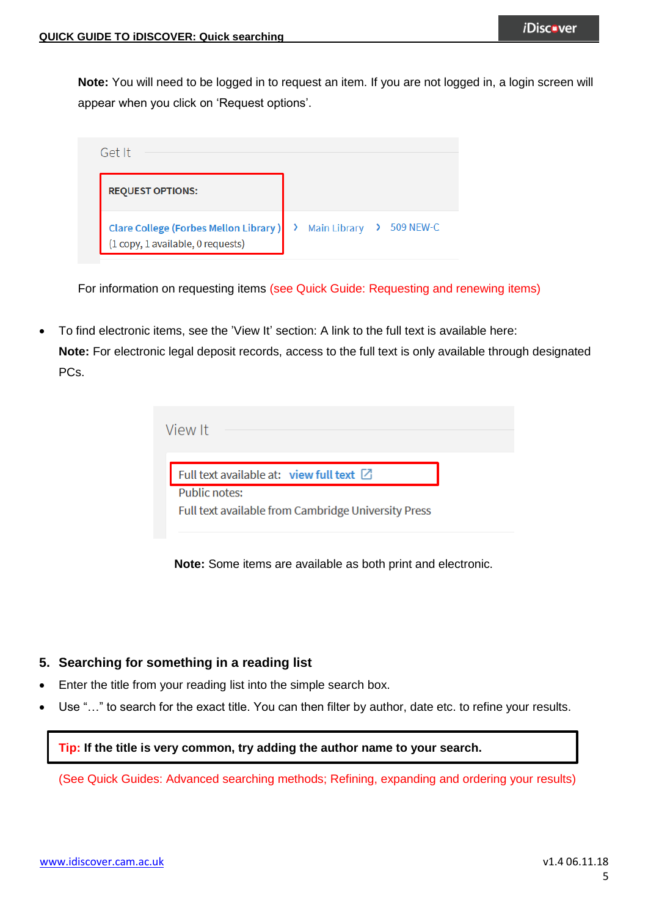**Note:** You will need to be logged in to request an item. If you are not logged in, a login screen will appear when you click on 'Request options'.

Get It

REQUEST OPTIONS:

Clare College (Forbes Mellon Library) › Main Library › 509 NEW-C
(1 copy, 1 available, 0 requests)

For information on requesting items (see Quick Guide: Requesting and renewing items)

- To find electronic items, see the 'View It' section: A link to the full text is available here:
  **Note:** For electronic legal deposit records, access to the full text is only available through designated PCs.

View It

Full text available at: view full text

Public notes:

Full text available from Cambridge University Press

**Note:** Some items are available as both print and electronic.

## 5. Searching for something in a reading list

- Enter the title from your reading list into the simple search box.
- Use "…" to search for the exact title. You can then filter by author, date etc. to refine your results.

> **Tip: If the title is very common, try adding the author name to your search.**

(See Quick Guides: Advanced searching methods; Refining, expanding and ordering your results)

www.idiscover.cam.ac.uk

v1.4 06.11.18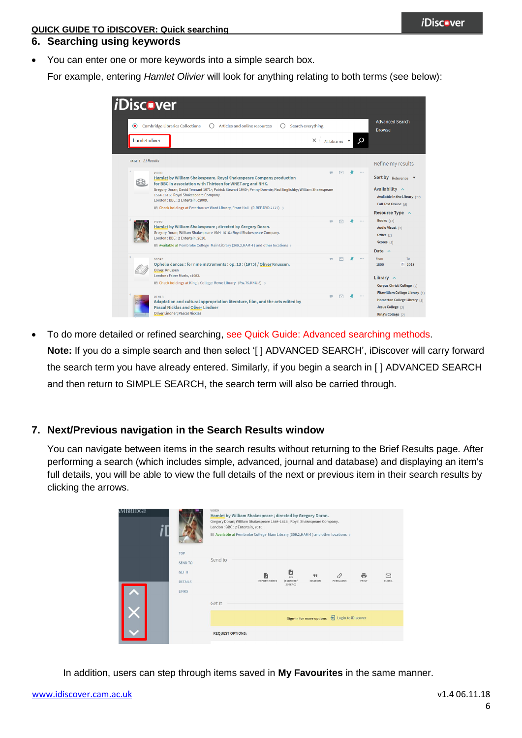## 6. Searching using keywords

- You can enter one or more keywords into a simple search box.

  For example, entering *Hamlet Olivier* will look for anything relating to both terms (see below):

- To do more detailed or refined searching, see Quick Guide: Advanced searching methods.

  **Note:** If you do a simple search and then select '[ ] ADVANCED SEARCH', iDiscover will carry forward the search term you have already entered. Similarly, if you begin a search in [ ] ADVANCED SEARCH and then return to SIMPLE SEARCH, the search term will also be carried through.

## 7. Next/Previous navigation in the Search Results window

You can navigate between items in the search results without returning to the Brief Results page. After performing a search (which includes simple, advanced, journal and database) and displaying an item's full details, you will be able to view the full details of the next or previous item in their search results by clicking the arrows.

In addition, users can step through items saved in **My Favourites** in the same manner.

www.idiscover.cam.ac.uk

v1.4 06.11.18